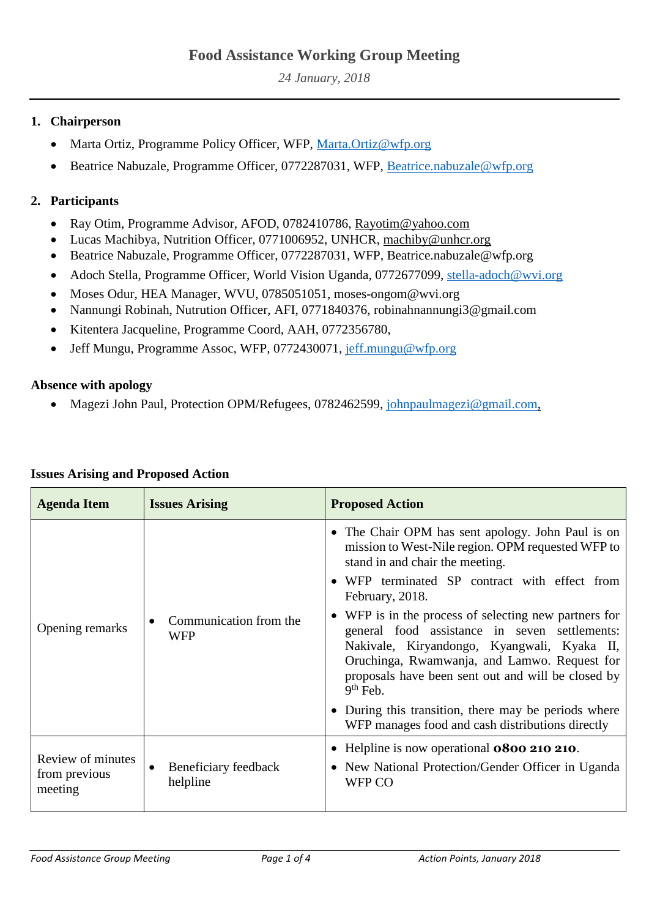# Food Assistance Working Group Meeting

*24 January, 2018*

---

**1. Chairperson**

- Marta Ortiz, Programme Policy Officer, WFP, Marta.Ortiz@wfp.org
- Beatrice Nabuzale, Programme Officer, 0772287031, WFP, Beatrice.nabuzale@wfp.org

**2. Participants**

- Ray Otim, Programme Advisor, AFOD, 0782410786, Rayotim@yahoo.com
- Lucas Machibya, Nutrition Officer, 0771006952, UNHCR, machiby@unhcr.org
- Beatrice Nabuzale, Programme Officer, 0772287031, WFP, Beatrice.nabuzale@wfp.org
- Adoch Stella, Programme Officer, World Vision Uganda, 0772677099, stella-adoch@wvi.org
- Moses Odur, HEA Manager, WVU, 0785051051, moses-ongom@wvi.org
- Nannungi Robinah, Nutrution Officer, AFI, 0771840376, robinahnannungi3@gmail.com
- Kitentera Jacqueline, Programme Coord, AAH, 0772356780,
- Jeff Mungu, Programme Assoc, WFP, 0772430071, jeff.mungu@wfp.org

**Absence with apology**

- Magezi John Paul, Protection OPM/Refugees, 0782462599, johnpaulmagezi@gmail.com,

**Issues Arising and Proposed Action**

| Agenda Item | Issues Arising | Proposed Action |
|---|---|---|
| Opening remarks | • Communication from the WFP | • The Chair OPM has sent apology. John Paul is on mission to West-Nile region. OPM requested WFP to stand in and chair the meeting.<br>• WFP terminated SP contract with effect from February, 2018.<br>• WFP is in the process of selecting new partners for general food assistance in seven settlements: Nakivale, Kiryandongo, Kyangwali, Kyaka II, Oruchinga, Rwamwanja, and Lamwo. Request for proposals have been sent out and will be closed by 9th Feb.<br>• During this transition, there may be periods where WFP manages food and cash distributions directly |
| Review of minutes from previous meeting | • Beneficiary feedback helpline | • Helpline is now operational **0800 210 210**.<br>• New National Protection/Gender Officer in Uganda WFP CO |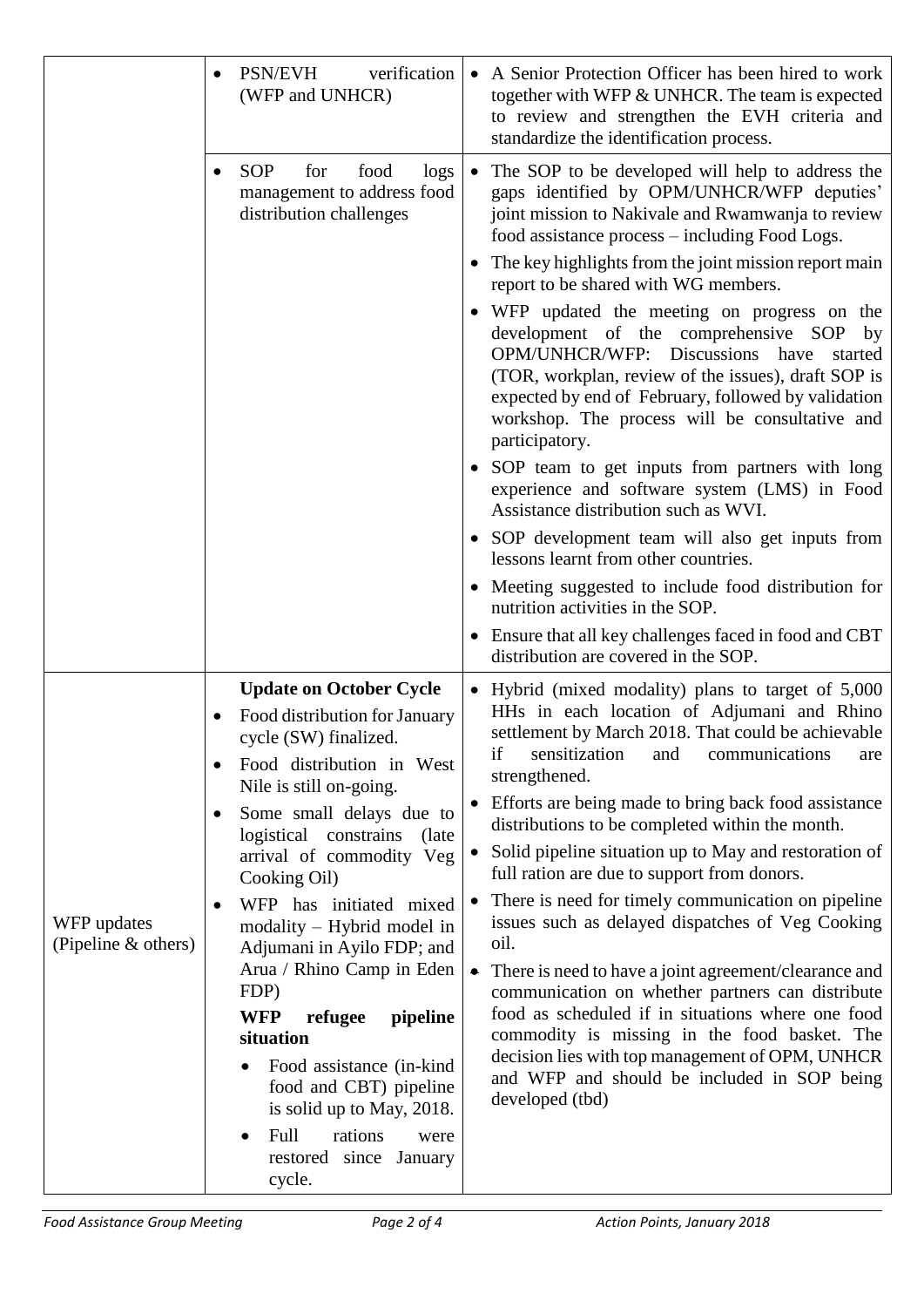| | | |
|---|---|---|
| | • PSN/EVH verification (WFP and UNHCR) | • A Senior Protection Officer has been hired to work together with WFP & UNHCR. The team is expected to review and strengthen the EVH criteria and standardize the identification process. |
| | • SOP for food logs management to address food distribution challenges | • The SOP to be developed will help to address the gaps identified by OPM/UNHCR/WFP deputies' joint mission to Nakivale and Rwamwanja to review food assistance process – including Food Logs.<br>• The key highlights from the joint mission report main report to be shared with WG members.<br>• WFP updated the meeting on progress on the development of the comprehensive SOP by OPM/UNHCR/WFP: Discussions have started (TOR, workplan, review of the issues), draft SOP is expected by end of February, followed by validation workshop. The process will be consultative and participatory.<br>• SOP team to get inputs from partners with long experience and software system (LMS) in Food Assistance distribution such as WVI.<br>• SOP development team will also get inputs from lessons learnt from other countries.<br>• Meeting suggested to include food distribution for nutrition activities in the SOP.<br>• Ensure that all key challenges faced in food and CBT distribution are covered in the SOP. |
| WFP updates (Pipeline & others) | **Update on October Cycle**<br>• Food distribution for January cycle (SW) finalized.<br>• Food distribution in West Nile is still on-going.<br>• Some small delays due to logistical constrains (late arrival of commodity Veg Cooking Oil)<br>• WFP has initiated mixed modality – Hybrid model in Adjumani in Ayilo FDP; and Arua / Rhino Camp in Eden FDP)<br>**WFP refugee pipeline situation**<br>• Food assistance (in-kind food and CBT) pipeline is solid up to May, 2018.<br>• Full rations were restored since January cycle. | • Hybrid (mixed modality) plans to target of 5,000 HHs in each location of Adjumani and Rhino settlement by March 2018. That could be achievable if sensitization and communications are strengthened.<br>• Efforts are being made to bring back food assistance distributions to be completed within the month.<br>• Solid pipeline situation up to May and restoration of full ration are due to support from donors.<br>• There is need for timely communication on pipeline issues such as delayed dispatches of Veg Cooking oil.<br>• There is need to have a joint agreement/clearance and communication on whether partners can distribute food as scheduled if in situations where one food commodity is missing in the food basket. The decision lies with top management of OPM, UNHCR and WFP and should be included in SOP being developed (tbd) |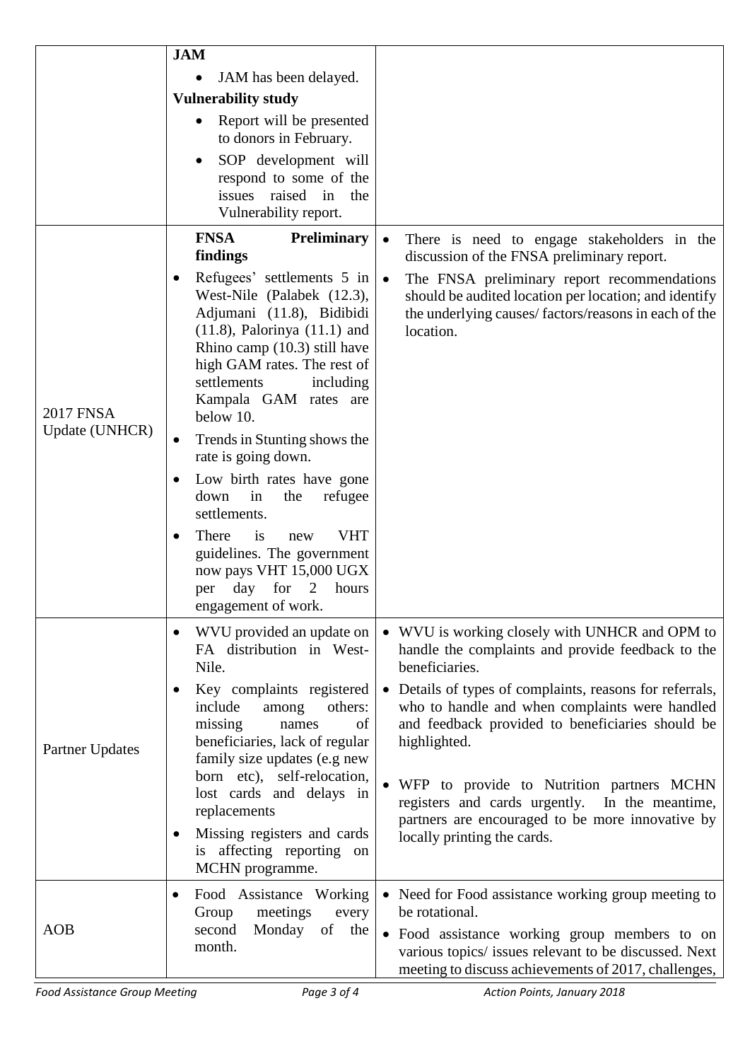| | | |
|---|---|---|
| | **JAM**<br>• JAM has been delayed.<br>**Vulnerability study**<br>• Report will be presented to donors in February.<br>• SOP development will respond to some of the issues raised in the Vulnerability report. | |
| 2017 FNSA Update (UNHCR) | **FNSA Preliminary findings**<br>• Refugees' settlements 5 in West-Nile (Palabek (12.3), Adjumani (11.8), Bidibidi (11.8), Palorinya (11.1) and Rhino camp (10.3) still have high GAM rates. The rest of settlements including Kampala GAM rates are below 10.<br>• Trends in Stunting shows the rate is going down.<br>• Low birth rates have gone down in the refugee settlements.<br>• There is new VHT guidelines. The government now pays VHT 15,000 UGX per day for 2 hours engagement of work. | • There is need to engage stakeholders in the discussion of the FNSA preliminary report.<br>• The FNSA preliminary report recommendations should be audited location per location; and identify the underlying causes/ factors/reasons in each of the location. |
| Partner Updates | • WVU provided an update on FA distribution in West-Nile.<br>• Key complaints registered include among others: missing names of beneficiaries, lack of regular family size updates (e.g new born etc), self-relocation, lost cards and delays in replacements<br>• Missing registers and cards is affecting reporting on MCHN programme. | • WVU is working closely with UNHCR and OPM to handle the complaints and provide feedback to the beneficiaries.<br>• Details of types of complaints, reasons for referrals, who to handle and when complaints were handled and feedback provided to beneficiaries should be highlighted.<br>• WFP to provide to Nutrition partners MCHN registers and cards urgently. In the meantime, partners are encouraged to be more innovative by locally printing the cards. |
| AOB | • Food Assistance Working Group meetings every second Monday of the month. | • Need for Food assistance working group meeting to be rotational.<br>• Food assistance working group members to on various topics/ issues relevant to be discussed. Next meeting to discuss achievements of 2017, challenges, |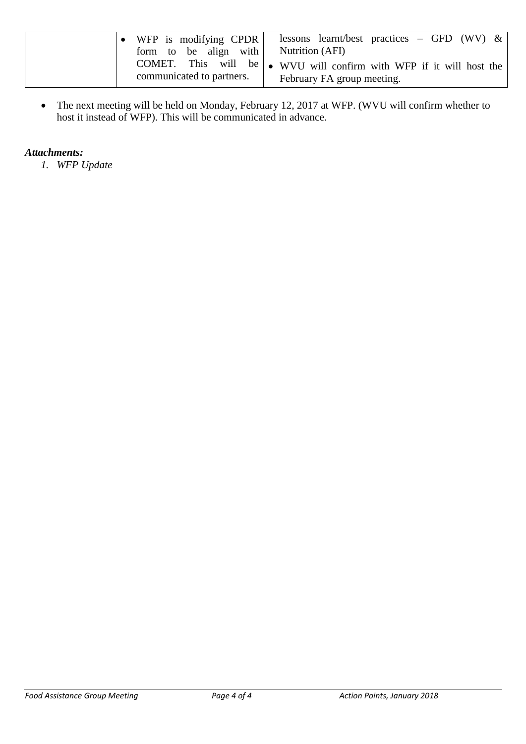| | | |
|---|---|---|
| | • WFP is modifying CPDR form to be align with COMET. This will be communicated to partners. | lessons learnt/best practices – GFD (WV) & Nutrition (AFI)<br>• WVU will confirm with WFP if it will host the February FA group meeting. |

- The next meeting will be held on Monday, February 12, 2017 at WFP. (WVU will confirm whether to host it instead of WFP). This will be communicated in advance.

***Attachments:***

1. *WFP Update*